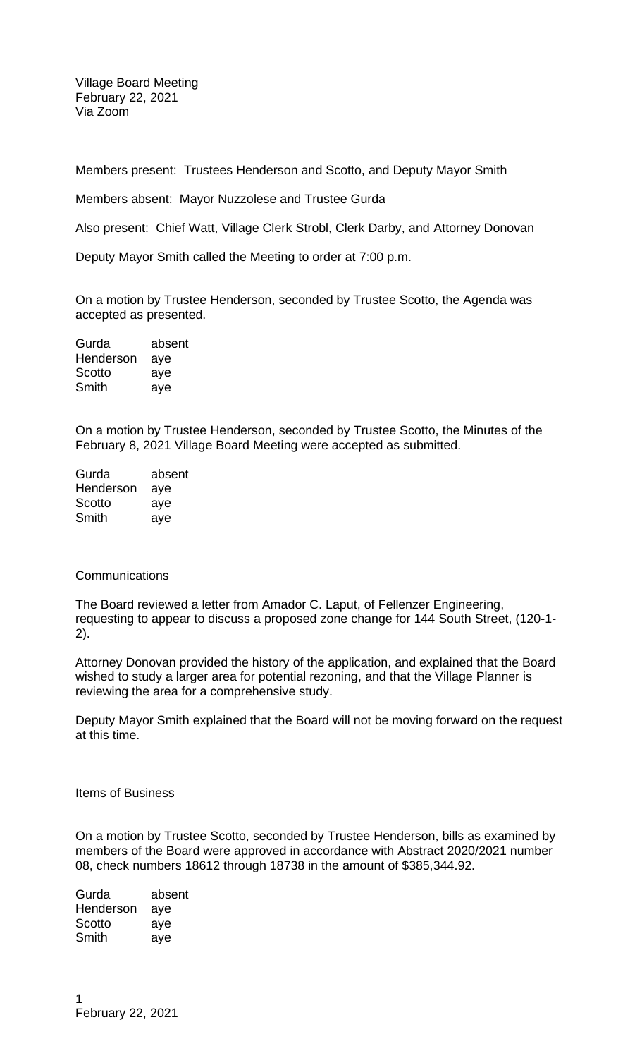Village Board Meeting
February 22, 2021
Via Zoom

Members present: Trustees Henderson and Scotto, and Deputy Mayor Smith

Members absent: Mayor Nuzzolese and Trustee Gurda

Also present: Chief Watt, Village Clerk Strobl, Clerk Darby, and Attorney Donovan

Deputy Mayor Smith called the Meeting to order at 7:00 p.m.

On a motion by Trustee Henderson, seconded by Trustee Scotto, the Agenda was accepted as presented.

| | |
|---|---|
| Gurda | absent |
| Henderson | aye |
| Scotto | aye |
| Smith | aye |

On a motion by Trustee Henderson, seconded by Trustee Scotto, the Minutes of the February 8, 2021 Village Board Meeting were accepted as submitted.

| | |
|---|---|
| Gurda | absent |
| Henderson | aye |
| Scotto | aye |
| Smith | aye |

Communications

The Board reviewed a letter from Amador C. Laput, of Fellenzer Engineering, requesting to appear to discuss a proposed zone change for 144 South Street, (120-1-2).

Attorney Donovan provided the history of the application, and explained that the Board wished to study a larger area for potential rezoning, and that the Village Planner is reviewing the area for a comprehensive study.

Deputy Mayor Smith explained that the Board will not be moving forward on the request at this time.

Items of Business

On a motion by Trustee Scotto, seconded by Trustee Henderson, bills as examined by members of the Board were approved in accordance with Abstract 2020/2021 number 08, check numbers 18612 through 18738 in the amount of $385,344.92.

| | |
|---|---|
| Gurda | absent |
| Henderson | aye |
| Scotto | aye |
| Smith | aye |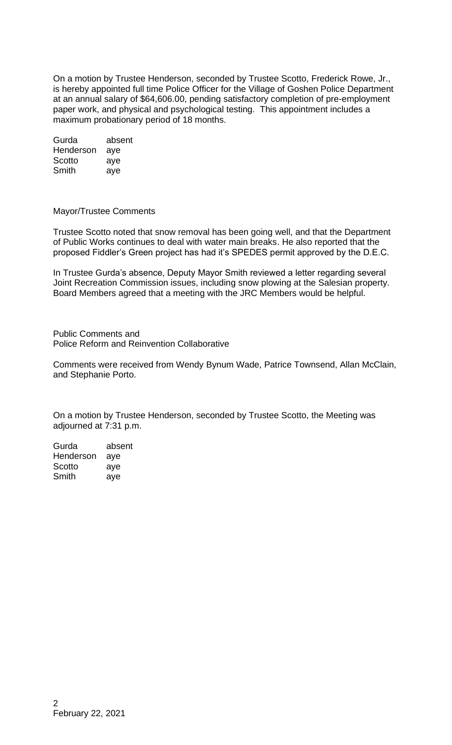On a motion by Trustee Henderson, seconded by Trustee Scotto, Frederick Rowe, Jr., is hereby appointed full time Police Officer for the Village of Goshen Police Department at an annual salary of $64,606.00, pending satisfactory completion of pre-employment paper work, and physical and psychological testing. This appointment includes a maximum probationary period of 18 months.

| | |
|---|---|
| Gurda | absent |
| Henderson | aye |
| Scotto | aye |
| Smith | aye |

Mayor/Trustee Comments

Trustee Scotto noted that snow removal has been going well, and that the Department of Public Works continues to deal with water main breaks. He also reported that the proposed Fiddler's Green project has had it's SPEDES permit approved by the D.E.C.

In Trustee Gurda's absence, Deputy Mayor Smith reviewed a letter regarding several Joint Recreation Commission issues, including snow plowing at the Salesian property. Board Members agreed that a meeting with the JRC Members would be helpful.

Public Comments and
Police Reform and Reinvention Collaborative

Comments were received from Wendy Bynum Wade, Patrice Townsend, Allan McClain, and Stephanie Porto.

On a motion by Trustee Henderson, seconded by Trustee Scotto, the Meeting was adjourned at 7:31 p.m.

| | |
|---|---|
| Gurda | absent |
| Henderson | aye |
| Scotto | aye |
| Smith | aye |

February 22, 2021